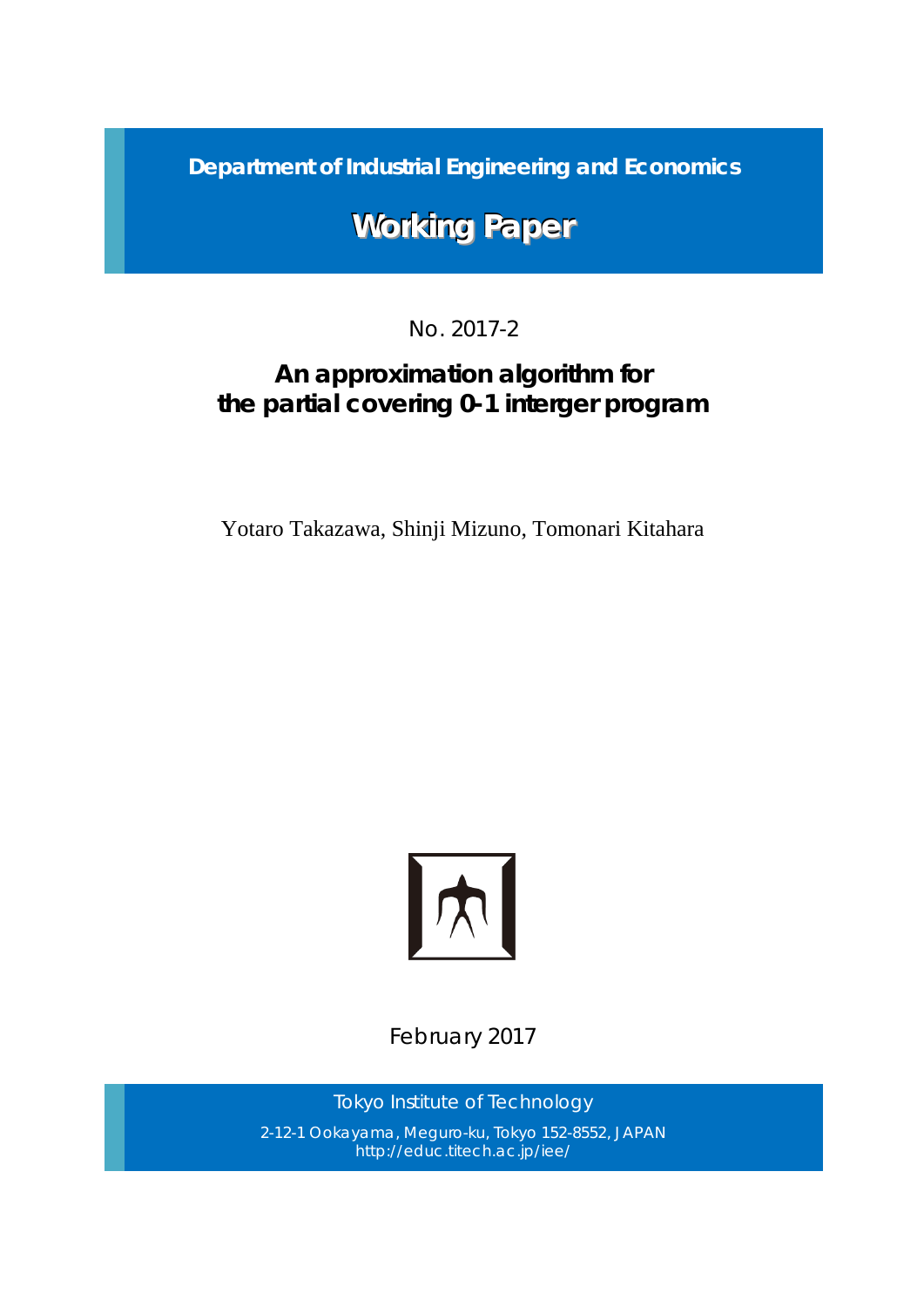**Department of Industrial Engineering and Economics**

# Working Paper

No. 2017-2

## An approximation algorithm for the partial covering 0-1 interger program

Yotaro Takazawa, Shinji Mizuno, Tomonari Kitahara

February 2017

Tokyo Institute of Technology

2-12-1 Ookayama, Meguro-ku, Tokyo 152-8552, JAPAN
http://educ.titech.ac.jp/iee/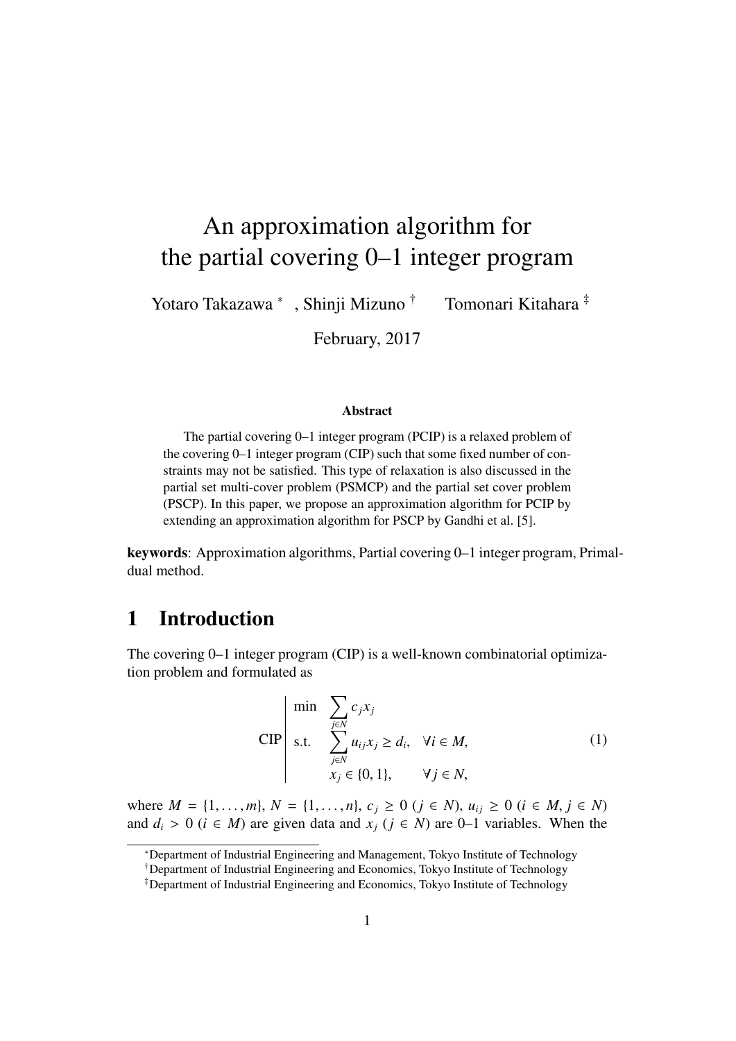# An approximation algorithm for the partial covering 0–1 integer program

Yotaro Takazawa [*] , Shinji Mizuno [†] Tomonari Kitahara [‡]

February, 2017

### Abstract

The partial covering 0–1 integer program (PCIP) is a relaxed problem of the covering 0–1 integer program (CIP) such that some fixed number of constraints may not be satisfied. This type of relaxation is also discussed in the partial set multi-cover problem (PSMCP) and the partial set cover problem (PSCP). In this paper, we propose an approximation algorithm for PCIP by extending an approximation algorithm for PSCP by Gandhi et al. [5].

**keywords**: Approximation algorithms, Partial covering 0–1 integer program, Primal-dual method.

## 1 Introduction

The covering 0–1 integer program (CIP) is a well-known combinatorial optimization problem and formulated as

$$
\text{CIP}\left|\begin{array}{lll}
\min & \displaystyle\sum_{j \in N} c_j x_j & \\
\text{s.t.} & \displaystyle\sum_{j \in N} u_{ij} x_j \geq d_i, & \forall i \in M, \\
& x_j \in \{0,1\}, & \forall j \in N,
\end{array}\right. \tag{1}
$$

where $M = \{1, \ldots, m\}$, $N = \{1, \ldots, n\}$, $c_j \geq 0$ $(j \in N)$, $u_{ij} \geq 0$ $(i \in M, j \in N)$ and $d_i > 0$ $(i \in M)$ are given data and $x_j$ $(j \in N)$ are 0–1 variables. When the

---

[*] Department of Industrial Engineering and Management, Tokyo Institute of Technology

[†] Department of Industrial Engineering and Economics, Tokyo Institute of Technology

[‡] Department of Industrial Engineering and Economics, Tokyo Institute of Technology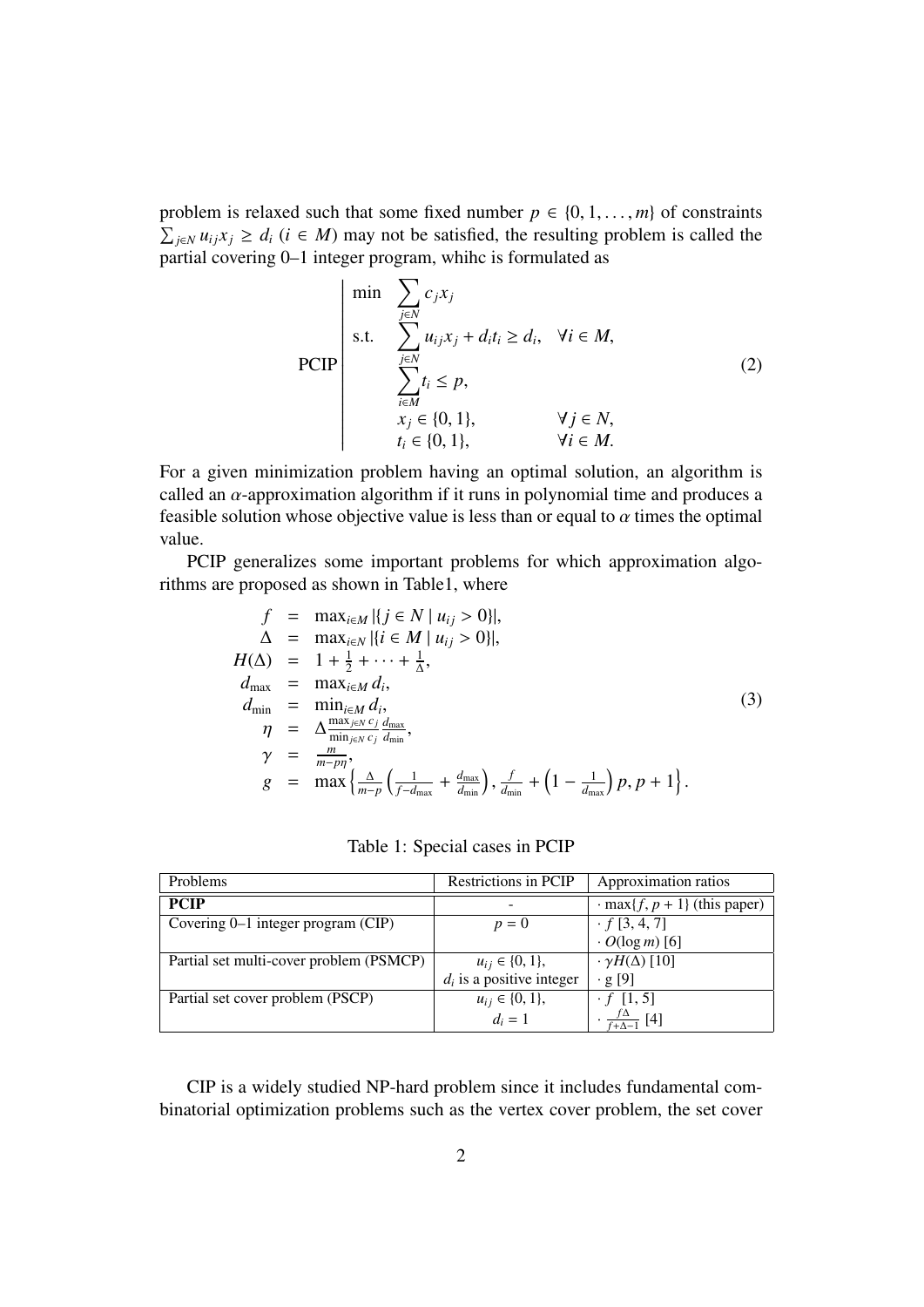problem is relaxed such that some fixed number $p \in \{0, 1, \ldots, m\}$ of constraints $\sum_{j \in N} u_{ij} x_j \geq d_i$ $(i \in M)$ may not be satisfied, the resulting problem is called the partial covering 0–1 integer program, whihc is formulated as

$$
\text{PCIP} \left| \begin{array}{lll} \min & \sum_{j \in N} c_j x_j & \\ \text{s.t.} & \sum_{j \in N} u_{ij} x_j + d_i t_i \geq d_i, & \forall i \in M, \\ & \sum_{i \in M} t_i \leq p, & \\ & x_j \in \{0, 1\}, & \forall j \in N, \\ & t_i \in \{0, 1\}, & \forall i \in M. \end{array} \right. \tag{2}
$$

For a given minimization problem having an optimal solution, an algorithm is called an $\alpha$-approximation algorithm if it runs in polynomial time and produces a feasible solution whose objective value is less than or equal to $\alpha$ times the optimal value.

PCIP generalizes some important problems for which approximation algorithms are proposed as shown in Table1, where

$$
\begin{array}{rcl} f & = & \max_{i \in M} |\{j \in N \mid u_{ij} > 0\}|, \\ \Delta & = & \max_{i \in N} |\{i \in M \mid u_{ij} > 0\}|, \\ H(\Delta) & = & 1 + \frac{1}{2} + \cdots + \frac{1}{\Delta}, \\ d_{\max} & = & \max_{i \in M} d_i, \\ d_{\min} & = & \min_{i \in M} d_i, \\ \eta & = & \Delta \frac{\max_{j \in N} c_j}{\min_{j \in N} c_j} \frac{d_{\max}}{d_{\min}}, \\ \gamma & = & \frac{m}{m - p\eta}, \\ g & = & \max \left\{ \frac{\Delta}{m-p} \left( \frac{1}{f - d_{\max}} + \frac{d_{\max}}{d_{\min}} \right), \frac{f}{d_{\min}} + \left(1 - \frac{1}{d_{\max}}\right) p, p+1 \right\}. \end{array} \tag{3}
$$

Table 1: Special cases in PCIP

| Problems | Restrictions in PCIP | Approximation ratios |
|---|---|---|
| **PCIP** | - | $\cdot \max\{f, p+1\}$ (this paper) |
| Covering 0–1 integer program (CIP) | $p = 0$ | $\cdot\ f$ [3, 4, 7]<br>$\cdot\ O(\log m)$ [6] |
| Partial set multi-cover problem (PSMCP) | $u_{ij} \in \{0, 1\}$,<br>$d_i$ is a positive integer | $\cdot\ \gamma H(\Delta)$ [10]<br>$\cdot$ g [9] |
| Partial set cover problem (PSCP) | $u_{ij} \in \{0, 1\}$,<br>$d_i = 1$ | $\cdot\ f$ [1, 5]<br>$\cdot\ \frac{f\Delta}{f+\Delta-1}$ [4] |

CIP is a widely studied NP-hard problem since it includes fundamental combinatorial optimization problems such as the vertex cover problem, the set cover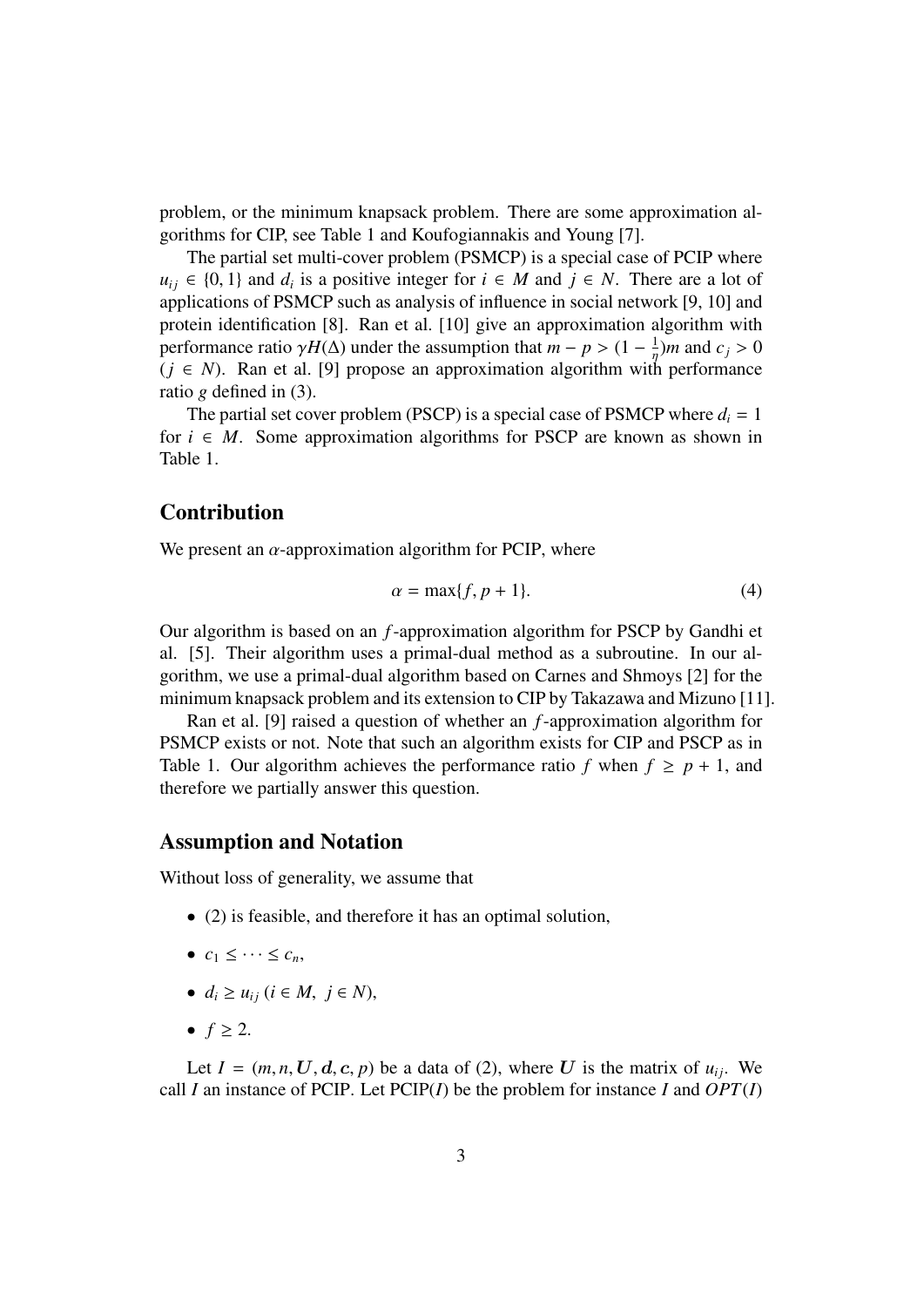problem, or the minimum knapsack problem. There are some approximation algorithms for CIP, see Table 1 and Koufogiannakis and Young [7].

The partial set multi-cover problem (PSMCP) is a special case of PCIP where $u_{ij} \in \{0, 1\}$ and $d_i$ is a positive integer for $i \in M$ and $j \in N$. There are a lot of applications of PSMCP such as analysis of influence in social network [9, 10] and protein identification [8]. Ran et al. [10] give an approximation algorithm with performance ratio $\gamma H(\Delta)$ under the assumption that $m - p > (1 - \frac{1}{\eta})m$ and $c_j > 0$ ($j \in N$). Ran et al. [9] propose an approximation algorithm with performance ratio $g$ defined in (3).

The partial set cover problem (PSCP) is a special case of PSMCP where $d_i = 1$ for $i \in M$. Some approximation algorithms for PSCP are known as shown in Table 1.

## Contribution

We present an $\alpha$-approximation algorithm for PCIP, where

$$\alpha = \max\{f, p + 1\}. \tag{4}$$

Our algorithm is based on an $f$-approximation algorithm for PSCP by Gandhi et al. [5]. Their algorithm uses a primal-dual method as a subroutine. In our algorithm, we use a primal-dual algorithm based on Carnes and Shmoys [2] for the minimum knapsack problem and its extension to CIP by Takazawa and Mizuno [11].

Ran et al. [9] raised a question of whether an $f$-approximation algorithm for PSMCP exists or not. Note that such an algorithm exists for CIP and PSCP as in Table 1. Our algorithm achieves the performance ratio $f$ when $f \geq p + 1$, and therefore we partially answer this question.

## Assumption and Notation

Without loss of generality, we assume that

- (2) is feasible, and therefore it has an optimal solution,
- $c_1 \leq \cdots \leq c_n$,
- $d_i \geq u_{ij}$ ($i \in M,\ j \in N$),
- $f \geq 2$.

Let $I = (m, n, \boldsymbol{U}, \boldsymbol{d}, \boldsymbol{c}, p)$ be a data of (2), where $\boldsymbol{U}$ is the matrix of $u_{ij}$. We call $I$ an instance of PCIP. Let PCIP($I$) be the problem for instance $I$ and $OPT(I)$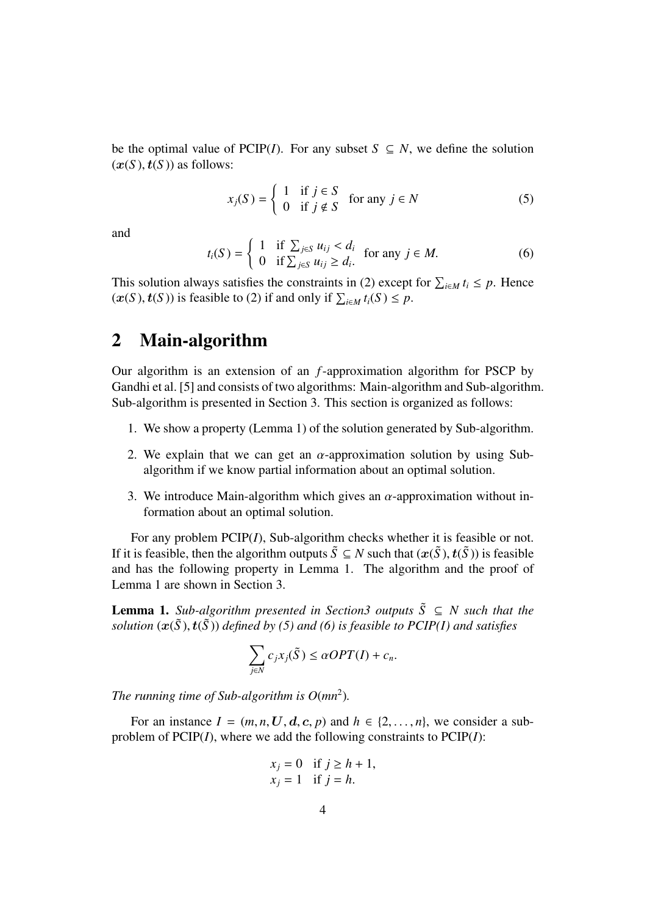be the optimal value of PCIP($I$). For any subset $S \subseteq N$, we define the solution $(\boldsymbol{x}(S), \boldsymbol{t}(S))$ as follows:

$$x_j(S) = \begin{cases} 1 & \text{if } j \in S \\ 0 & \text{if } j \notin S \end{cases} \quad \text{for any } j \in N \tag{5}$$

and

$$t_i(S) = \begin{cases} 1 & \text{if } \sum_{j \in S} u_{ij} < d_i \\ 0 & \text{if } \sum_{j \in S} u_{ij} \geq d_i. \end{cases} \quad \text{for any } j \in M. \tag{6}$$

This solution always satisfies the constraints in (2) except for $\sum_{i \in M} t_i \leq p$. Hence $(\boldsymbol{x}(S), \boldsymbol{t}(S))$ is feasible to (2) if and only if $\sum_{i \in M} t_i(S) \leq p$.

## 2 Main-algorithm

Our algorithm is an extension of an $f$-approximation algorithm for PSCP by Gandhi et al. [5] and consists of two algorithms: Main-algorithm and Sub-algorithm. Sub-algorithm is presented in Section 3. This section is organized as follows:

1. We show a property (Lemma 1) of the solution generated by Sub-algorithm.
2. We explain that we can get an $\alpha$-approximation solution by using Sub-algorithm if we know partial information about an optimal solution.
3. We introduce Main-algorithm which gives an $\alpha$-approximation without information about an optimal solution.

For any problem PCIP($I$), Sub-algorithm checks whether it is feasible or not. If it is feasible, then the algorithm outputs $\tilde{S} \subseteq N$ such that $(\boldsymbol{x}(\tilde{S}), \boldsymbol{t}(\tilde{S}))$ is feasible and has the following property in Lemma 1. The algorithm and the proof of Lemma 1 are shown in Section 3.

**Lemma 1.** *Sub-algorithm presented in Section3 outputs $\tilde{S} \subseteq N$ such that the solution $(\boldsymbol{x}(\tilde{S}), \boldsymbol{t}(\tilde{S}))$ defined by (5) and (6) is feasible to PCIP(I) and satisfies*

$$\sum_{j \in N} c_j x_j(\tilde{S}) \leq \alpha OPT(I) + c_n.$$

*The running time of Sub-algorithm is $O(mn^2)$.*

For an instance $I = (m, n, \boldsymbol{U}, \boldsymbol{d}, \boldsymbol{c}, p)$ and $h \in \{2, \ldots, n\}$, we consider a subproblem of PCIP($I$), where we add the following constraints to PCIP($I$):

$$\begin{aligned} x_j &= 0 \quad \text{if } j \geq h + 1, \\ x_j &= 1 \quad \text{if } j = h. \end{aligned}$$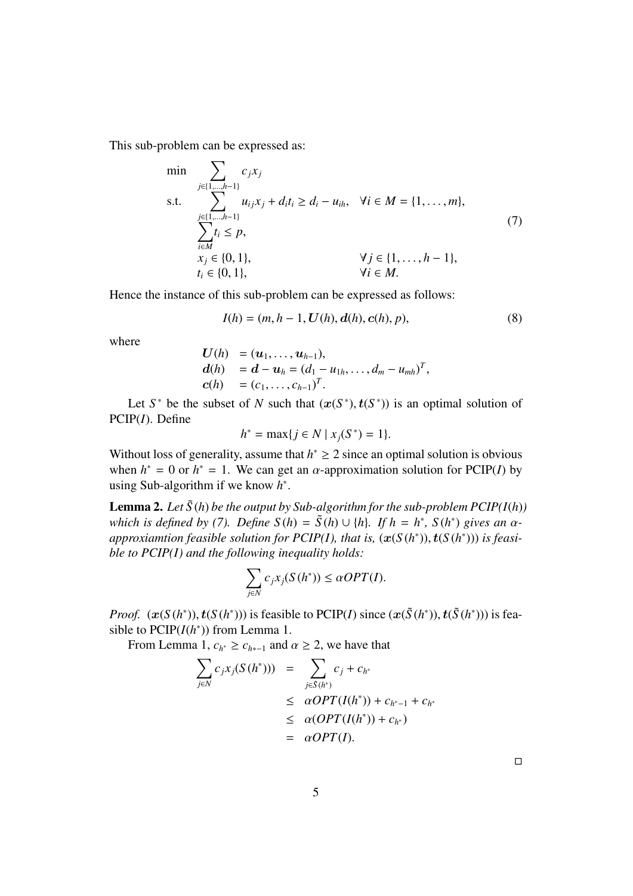This sub-problem can be expressed as:

$$
\begin{array}{lll}
\min & \displaystyle\sum_{j\in\{1,\ldots,h-1\}} c_j x_j & \\
\text{s.t.} & \displaystyle\sum_{j\in\{1,\ldots,h-1\}} u_{ij}x_j + d_i t_i \geq d_i - u_{ih}, & \forall i \in M = \{1,\ldots,m\}, \\
& \displaystyle\sum_{i\in M} t_i \leq p, & \\
& x_j \in \{0,1\}, & \forall j \in \{1,\ldots,h-1\}, \\
& t_i \in \{0,1\}, & \forall i \in M.
\end{array}
\tag{7}
$$

Hence the instance of this sub-problem can be expressed as follows:

$$
I(h) = (m, h-1, \boldsymbol{U}(h), \boldsymbol{d}(h), \boldsymbol{c}(h), p), \tag{8}
$$

where

$$
\begin{array}{ll}
\boldsymbol{U}(h) & = (\boldsymbol{u}_1, \ldots, \boldsymbol{u}_{h-1}), \\
\boldsymbol{d}(h) & = \boldsymbol{d} - \boldsymbol{u}_h = (d_1 - u_{1h}, \ldots, d_m - u_{mh})^T, \\
\boldsymbol{c}(h) & = (c_1, \ldots, c_{h-1})^T.
\end{array}
$$

Let $S^*$ be the subset of $N$ such that $(\boldsymbol{x}(S^*), \boldsymbol{t}(S^*))$ is an optimal solution of PCIP($I$). Define

$$
h^* = \max\{j \in N \mid x_j(S^*) = 1\}.
$$

Without loss of generality, assume that $h^* \geq 2$ since an optimal solution is obvious when $h^* = 0$ or $h^* = 1$. We can get an $\alpha$-approximation solution for PCIP($I$) by using Sub-algorithm if we know $h^*$.

**Lemma 2.** *Let $\tilde{S}(h)$ be the output by Sub-algorithm for the sub-problem PCIP($I(h)$) which is defined by (7). Define $S(h) = \tilde{S}(h) \cup \{h\}$. If $h = h^*$, $S(h^*)$ gives an $\alpha$-approximation feasible solution for PCIP(I), that is, $(\boldsymbol{x}(S(h^*)), \boldsymbol{t}(S(h^*)))$ is feasible to PCIP(I) and the following inequality holds:*

$$
\sum_{j\in N} c_j x_j(S(h^*)) \leq \alpha OPT(I).
$$

*Proof.* $(\boldsymbol{x}(S(h^*)), \boldsymbol{t}(S(h^*)))$ is feasible to PCIP($I$) since $(\boldsymbol{x}(\tilde{S}(h^*)), \boldsymbol{t}(\tilde{S}(h^*)))$ is feasible to PCIP($I(h^*)$) from Lemma 1.

From Lemma 1, $c_{h^*} \geq c_{h*-1}$ and $\alpha \geq 2$, we have that

$$
\begin{array}{lll}
\displaystyle\sum_{j\in N} c_j x_j(S(h^*))) & = & \displaystyle\sum_{j\in\tilde{S}(h^*)} c_j + c_{h^*} \\
& \leq & \alpha OPT(I(h^*)) + c_{h^*-1} + c_{h^*} \\
& \leq & \alpha(OPT(I(h^*)) + c_{h^*}) \\
& = & \alpha OPT(I).
\end{array}
$$

□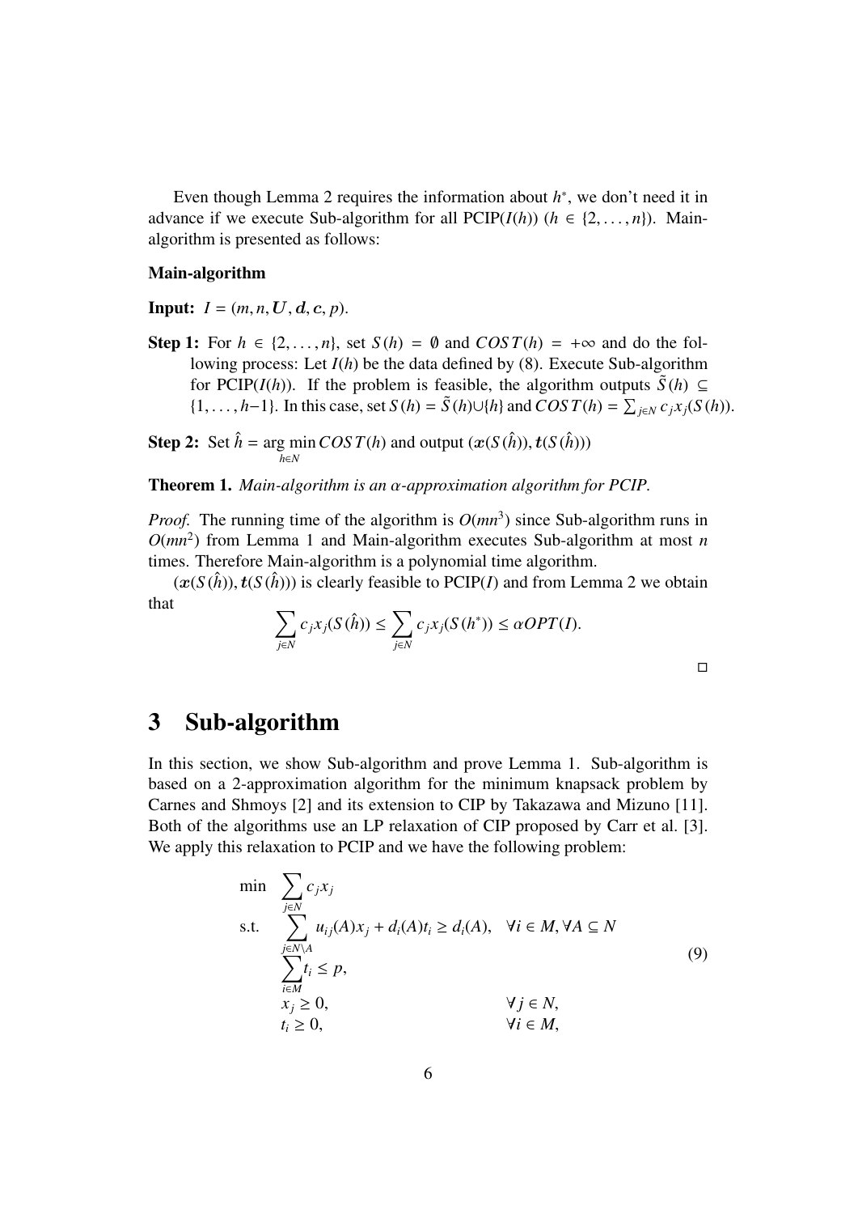Even though Lemma 2 requires the information about $h^*$, we don't need it in advance if we execute Sub-algorithm for all PCIP($I(h)$) ($h \in \{2, \dots, n\}$). Main-algorithm is presented as follows:

**Main-algorithm**

**Input:** $I = (m, n, \boldsymbol{U}, \boldsymbol{d}, \boldsymbol{c}, p)$.

**Step 1:** For $h \in \{2, \dots, n\}$, set $S(h) = \emptyset$ and $COST(h) = +\infty$ and do the following process: Let $I(h)$ be the data defined by (8). Execute Sub-algorithm for PCIP($I(h)$). If the problem is feasible, the algorithm outputs $\tilde{S}(h) \subseteq \{1, \dots, h-1\}$. In this case, set $S(h) = \tilde{S}(h) \cup \{h\}$ and $COST(h) = \sum_{j \in N} c_j x_j(S(h))$.

**Step 2:** Set $\hat{h} = \arg\min_{h \in N} COST(h)$ and output $(\boldsymbol{x}(S(\hat{h})), \boldsymbol{t}(S(\hat{h})))$

**Theorem 1.** *Main-algorithm is an $\alpha$-approximation algorithm for PCIP.*

*Proof.* The running time of the algorithm is $O(mn^3)$ since Sub-algorithm runs in $O(mn^2)$ from Lemma 1 and Main-algorithm executes Sub-algorithm at most $n$ times. Therefore Main-algorithm is a polynomial time algorithm.

$(\boldsymbol{x}(S(\hat{h})), \boldsymbol{t}(S(\hat{h})))$ is clearly feasible to PCIP($I$) and from Lemma 2 we obtain that

$$\sum_{j \in N} c_j x_j(S(\hat{h})) \leq \sum_{j \in N} c_j x_j(S(h^*)) \leq \alpha OPT(I).$$

□

## 3 Sub-algorithm

In this section, we show Sub-algorithm and prove Lemma 1. Sub-algorithm is based on a 2-approximation algorithm for the minimum knapsack problem by Carnes and Shmoys [2] and its extension to CIP by Takazawa and Mizuno [11]. Both of the algorithms use an LP relaxation of CIP proposed by Carr et al. [3]. We apply this relaxation to PCIP and we have the following problem:

$$\begin{array}{lll}
\min & \displaystyle\sum_{j \in N} c_j x_j & \\
\text{s.t.} & \displaystyle\sum_{j \in N \setminus A} u_{ij}(A) x_j + d_i(A) t_i \geq d_i(A), & \forall i \in M, \forall A \subseteq N \\
& \displaystyle\sum_{i \in M} t_i \leq p, & \\
& x_j \geq 0, & \forall j \in N, \\
& t_i \geq 0, & \forall i \in M,
\end{array} \tag{9}$$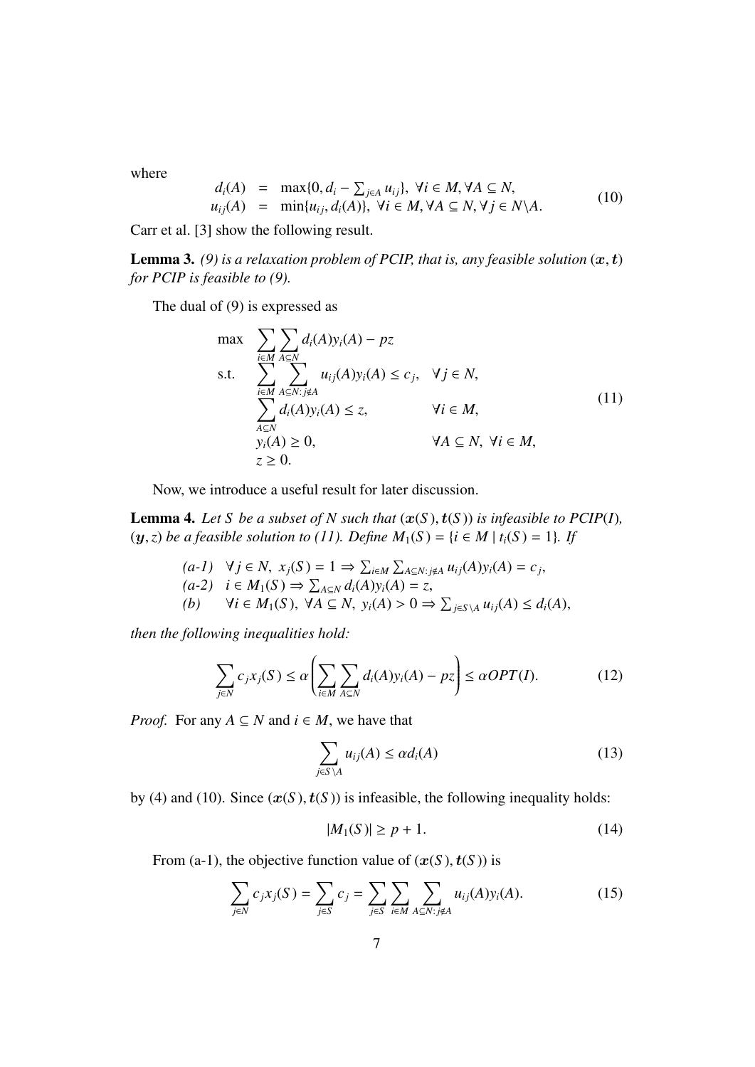where

$$
\begin{array}{rcl}
d_i(A) & = & \max\{0, d_i - \sum_{j \in A} u_{ij}\}, \ \forall i \in M, \forall A \subseteq N, \\
u_{ij}(A) & = & \min\{u_{ij}, d_i(A)\}, \ \forall i \in M, \forall A \subseteq N, \forall j \in N \backslash A.
\end{array} \tag{10}
$$

Carr et al. [3] show the following result.

**Lemma 3.** *(9) is a relaxation problem of PCIP, that is, any feasible solution* $(\boldsymbol{x}, \boldsymbol{t})$ *for PCIP is feasible to (9).*

The dual of (9) is expressed as

$$
\begin{array}{lll}
\max & \displaystyle\sum_{i \in M} \sum_{A \subseteq N} d_i(A) y_i(A) - pz & \\
\text{s.t.} & \displaystyle\sum_{i \in M} \sum_{A \subseteq N : j \notin A} u_{ij}(A) y_i(A) \leq c_j, & \forall j \in N, \\
& \displaystyle\sum_{A \subseteq N} d_i(A) y_i(A) \leq z, & \forall i \in M, \\
& y_i(A) \geq 0, & \forall A \subseteq N, \ \forall i \in M, \\
& z \geq 0. &
\end{array} \tag{11}
$$

Now, we introduce a useful result for later discussion.

**Lemma 4.** *Let* $S$ *be a subset of* $N$ *such that* $(\boldsymbol{x}(S), \boldsymbol{t}(S))$ *is infeasible to* $PCIP(I)$*,* $(\boldsymbol{y}, z)$ *be a feasible solution to (11). Define* $M_1(S) = \{i \in M \mid t_i(S) = 1\}$*. If*

> *(a-1)* $\forall j \in N, \ x_j(S) = 1 \Rightarrow \sum_{i \in M} \sum_{A \subseteq N : j \notin A} u_{ij}(A) y_i(A) = c_j$,
> *(a-2)* $i \in M_1(S) \Rightarrow \sum_{A \subseteq N} d_i(A) y_i(A) = z$,
> *(b)* $\forall i \in M_1(S), \ \forall A \subseteq N, \ y_i(A) > 0 \Rightarrow \sum_{j \in S \backslash A} u_{ij}(A) \leq d_i(A)$,

*then the following inequalities hold:*

$$
\sum_{j \in N} c_j x_j(S) \leq \alpha \left( \sum_{i \in M} \sum_{A \subseteq N} d_i(A) y_i(A) - pz \right) \leq \alpha OPT(I). \tag{12}
$$

*Proof.* For any $A \subseteq N$ and $i \in M$, we have that

$$
\sum_{j \in S \backslash A} u_{ij}(A) \leq \alpha d_i(A) \tag{13}
$$

by (4) and (10). Since $(\boldsymbol{x}(S), \boldsymbol{t}(S))$ is infeasible, the following inequality holds:

$$
|M_1(S)| \geq p + 1. \tag{14}
$$

From (a-1), the objective function value of $(\boldsymbol{x}(S), \boldsymbol{t}(S))$ is

$$
\sum_{j \in N} c_j x_j(S) = \sum_{j \in S} c_j = \sum_{j \in S} \sum_{i \in M} \sum_{A \subseteq N : j \notin A} u_{ij}(A) y_i(A). \tag{15}
$$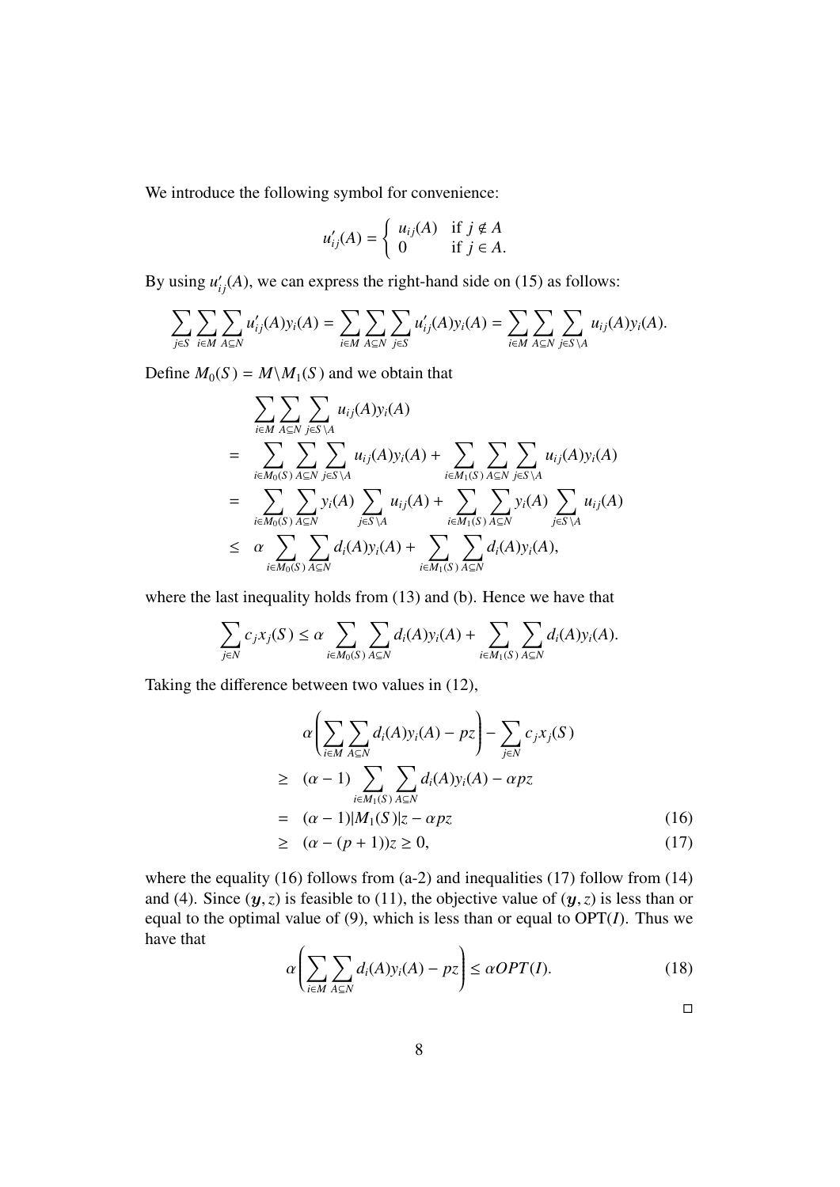We introduce the following symbol for convenience:

$$
u'_{ij}(A) = \begin{cases} u_{ij}(A) & \text{if } j \notin A \\ 0 & \text{if } j \in A. \end{cases}
$$

By using $u'_{ij}(A)$, we can express the right-hand side on (15) as follows:

$$
\sum_{j \in S} \sum_{i \in M} \sum_{A \subseteq N} u'_{ij}(A) y_i(A) = \sum_{i \in M} \sum_{A \subseteq N} \sum_{j \in S} u'_{ij}(A) y_i(A) = \sum_{i \in M} \sum_{A \subseteq N} \sum_{j \in S \setminus A} u_{ij}(A) y_i(A).
$$

Define $M_0(S) = M \setminus M_1(S)$ and we obtain that

$$
\begin{aligned}
& \sum_{i \in M} \sum_{A \subseteq N} \sum_{j \in S \setminus A} u_{ij}(A) y_i(A) \\
= \quad & \sum_{i \in M_0(S)} \sum_{A \subseteq N} \sum_{j \in S \setminus A} u_{ij}(A) y_i(A) + \sum_{i \in M_1(S)} \sum_{A \subseteq N} \sum_{j \in S \setminus A} u_{ij}(A) y_i(A) \\
= \quad & \sum_{i \in M_0(S)} \sum_{A \subseteq N} y_i(A) \sum_{j \in S \setminus A} u_{ij}(A) + \sum_{i \in M_1(S)} \sum_{A \subseteq N} y_i(A) \sum_{j \in S \setminus A} u_{ij}(A) \\
\leq \quad & \alpha \sum_{i \in M_0(S)} \sum_{A \subseteq N} d_i(A) y_i(A) + \sum_{i \in M_1(S)} \sum_{A \subseteq N} d_i(A) y_i(A),
\end{aligned}
$$

where the last inequality holds from (13) and (b). Hence we have that

$$
\sum_{j \in N} c_j x_j(S) \leq \alpha \sum_{i \in M_0(S)} \sum_{A \subseteq N} d_i(A) y_i(A) + \sum_{i \in M_1(S)} \sum_{A \subseteq N} d_i(A) y_i(A).
$$

Taking the difference between two values in (12),

$$
\begin{aligned}
& \alpha \left( \sum_{i \in M} \sum_{A \subseteq N} d_i(A) y_i(A) - pz \right) - \sum_{j \in N} c_j x_j(S) \\
\geq \quad & (\alpha - 1) \sum_{i \in M_1(S)} \sum_{A \subseteq N} d_i(A) y_i(A) - \alpha pz \\
= \quad & (\alpha - 1) |M_1(S)| z - \alpha pz \qquad (16) \\
\geq \quad & (\alpha - (p+1)) z \geq 0, \qquad (17)
\end{aligned}
$$

where the equality (16) follows from (a-2) and inequalities (17) follow from (14) and (4). Since $(\boldsymbol{y}, z)$ is feasible to (11), the objective value of $(\boldsymbol{y}, z)$ is less than or equal to the optimal value of (9), which is less than or equal to OPT($I$). Thus we have that

$$
\alpha \left( \sum_{i \in M} \sum_{A \subseteq N} d_i(A) y_i(A) - pz \right) \leq \alpha OPT(I). \qquad (18)
$$

□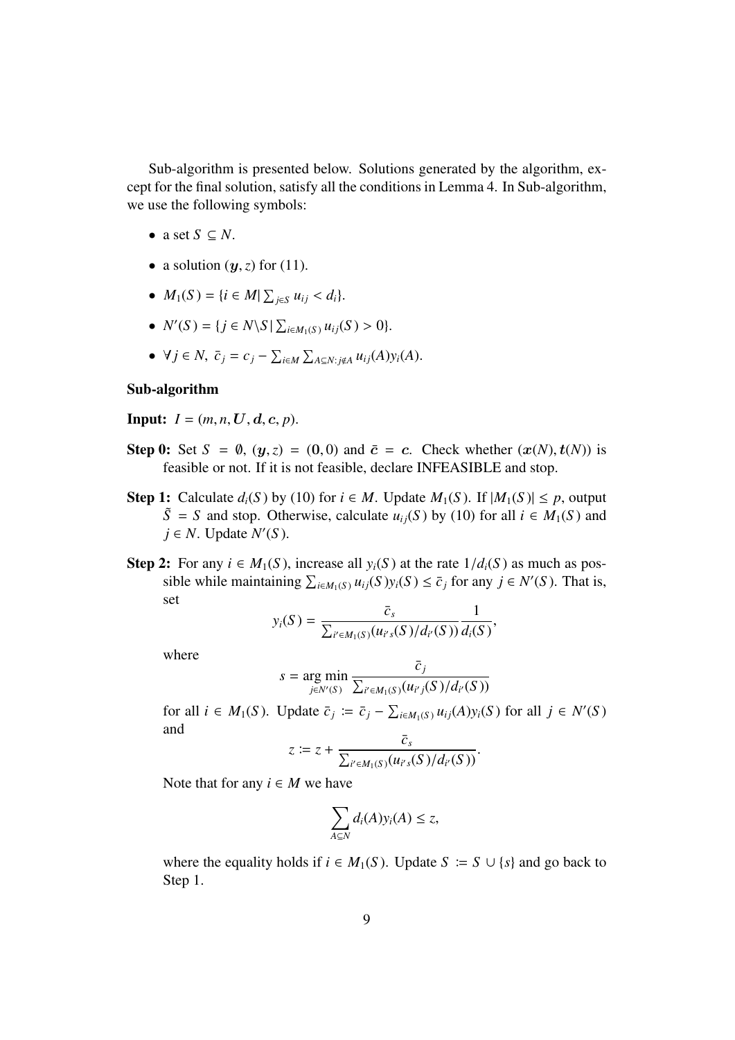Sub-algorithm is presented below. Solutions generated by the algorithm, except for the final solution, satisfy all the conditions in Lemma 4. In Sub-algorithm, we use the following symbols:

- a set $S \subseteq N$.
- a solution $(\boldsymbol{y}, z)$ for (11).
- $M_1(S) = \{i \in M | \sum_{j \in S} u_{ij} < d_i\}$.
- $N'(S) = \{j \in N \backslash S | \sum_{i \in M_1(S)} u_{ij}(S) > 0\}$.
- $\forall j \in N, \ \bar{c}_j = c_j - \sum_{i \in M} \sum_{A \subseteq N : j \notin A} u_{ij}(A) y_i(A)$.

**Sub-algorithm**

**Input:** $I = (m, n, \boldsymbol{U}, \boldsymbol{d}, \boldsymbol{c}, p)$.

**Step 0:** Set $S = \emptyset$, $(\boldsymbol{y}, z) = (\boldsymbol{0}, 0)$ and $\bar{\boldsymbol{c}} = \boldsymbol{c}$. Check whether $(\boldsymbol{x}(N), \boldsymbol{t}(N))$ is feasible or not. If it is not feasible, declare INFEASIBLE and stop.

**Step 1:** Calculate $d_i(S)$ by (10) for $i \in M$. Update $M_1(S)$. If $|M_1(S)| \leq p$, output $\tilde{S} = S$ and stop. Otherwise, calculate $u_{ij}(S)$ by (10) for all $i \in M_1(S)$ and $j \in N$. Update $N'(S)$.

**Step 2:** For any $i \in M_1(S)$, increase all $y_i(S)$ at the rate $1/d_i(S)$ as much as possible while maintaining $\sum_{i \in M_1(S)} u_{ij}(S) y_i(S) \leq \bar{c}_j$ for any $j \in N'(S)$. That is, set

$$y_i(S) = \frac{\bar{c}_s}{\sum_{i' \in M_1(S)} (u_{i's}(S)/d_{i'}(S))} \frac{1}{d_i(S)},$$

where

$$s = \arg\min_{j \in N'(S)} \frac{\bar{c}_j}{\sum_{i' \in M_1(S)} (u_{i'j}(S)/d_{i'}(S))}$$

for all $i \in M_1(S)$. Update $\bar{c}_j := \bar{c}_j - \sum_{i \in M_1(S)} u_{ij}(A) y_i(S)$ for all $j \in N'(S)$ and

$$z := z + \frac{\bar{c}_s}{\sum_{i' \in M_1(S)} (u_{i's}(S)/d_{i'}(S))}.$$

Note that for any $i \in M$ we have

$$\sum_{A \subseteq N} d_i(A) y_i(A) \leq z,$$

where the equality holds if $i \in M_1(S)$. Update $S := S \cup \{s\}$ and go back to Step 1.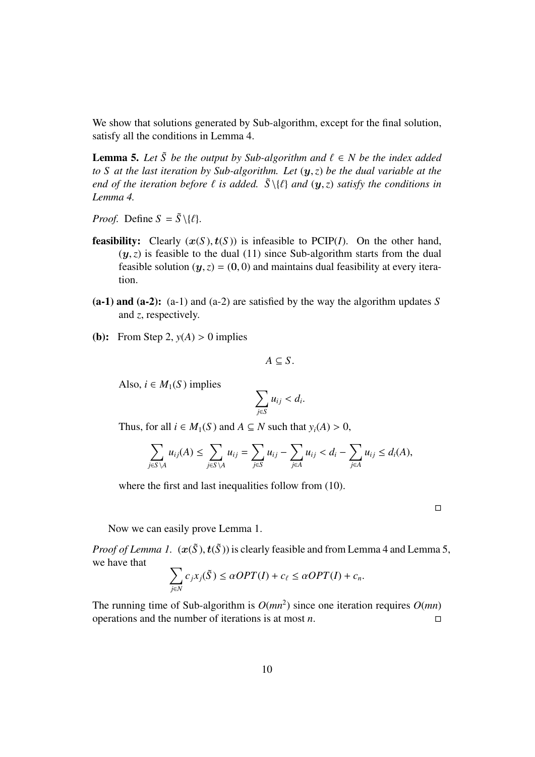We show that solutions generated by Sub-algorithm, except for the final solution, satisfy all the conditions in Lemma 4.

**Lemma 5.** *Let $\tilde{S}$ be the output by Sub-algorithm and $\ell \in N$ be the index added to $S$ at the last iteration by Sub-algorithm. Let $(\boldsymbol{y}, z)$ be the dual variable at the end of the iteration before $\ell$ is added. $\tilde{S} \setminus \{\ell\}$ and $(\boldsymbol{y}, z)$ satisfy the conditions in Lemma 4.*

*Proof.* Define $S = \tilde{S} \setminus \{\ell\}$.

**feasibility:** Clearly $(\boldsymbol{x}(S), \boldsymbol{t}(S))$ is infeasible to PCIP($I$). On the other hand, $(\boldsymbol{y}, z)$ is feasible to the dual (11) since Sub-algorithm starts from the dual feasible solution $(\boldsymbol{y}, z) = (\boldsymbol{0}, 0)$ and maintains dual feasibility at every iteration.

**(a-1) and (a-2):** (a-1) and (a-2) are satisfied by the way the algorithm updates $S$ and $z$, respectively.

**(b):** From Step 2, $y(A) > 0$ implies

$$A \subseteq S.$$

Also, $i \in M_1(S)$ implies

$$\sum_{j \in S} u_{ij} < d_i.$$

Thus, for all $i \in M_1(S)$ and $A \subseteq N$ such that $y_i(A) > 0$,

$$\sum_{j \in S \setminus A} u_{ij}(A) \leq \sum_{j \in S \setminus A} u_{ij} = \sum_{j \in S} u_{ij} - \sum_{j \in A} u_{ij} < d_i - \sum_{j \in A} u_{ij} \leq d_i(A),$$

where the first and last inequalities follow from (10).

□

Now we can easily prove Lemma 1.

*Proof of Lemma 1.* $(\boldsymbol{x}(\tilde{S}), \boldsymbol{t}(\tilde{S}))$ is clearly feasible and from Lemma 4 and Lemma 5, we have that

$$\sum_{j \in N} c_j x_j(\tilde{S}) \leq \alpha OPT(I) + c_\ell \leq \alpha OPT(I) + c_n.$$

The running time of Sub-algorithm is $O(mn^2)$ since one iteration requires $O(mn)$ operations and the number of iterations is at most $n$. □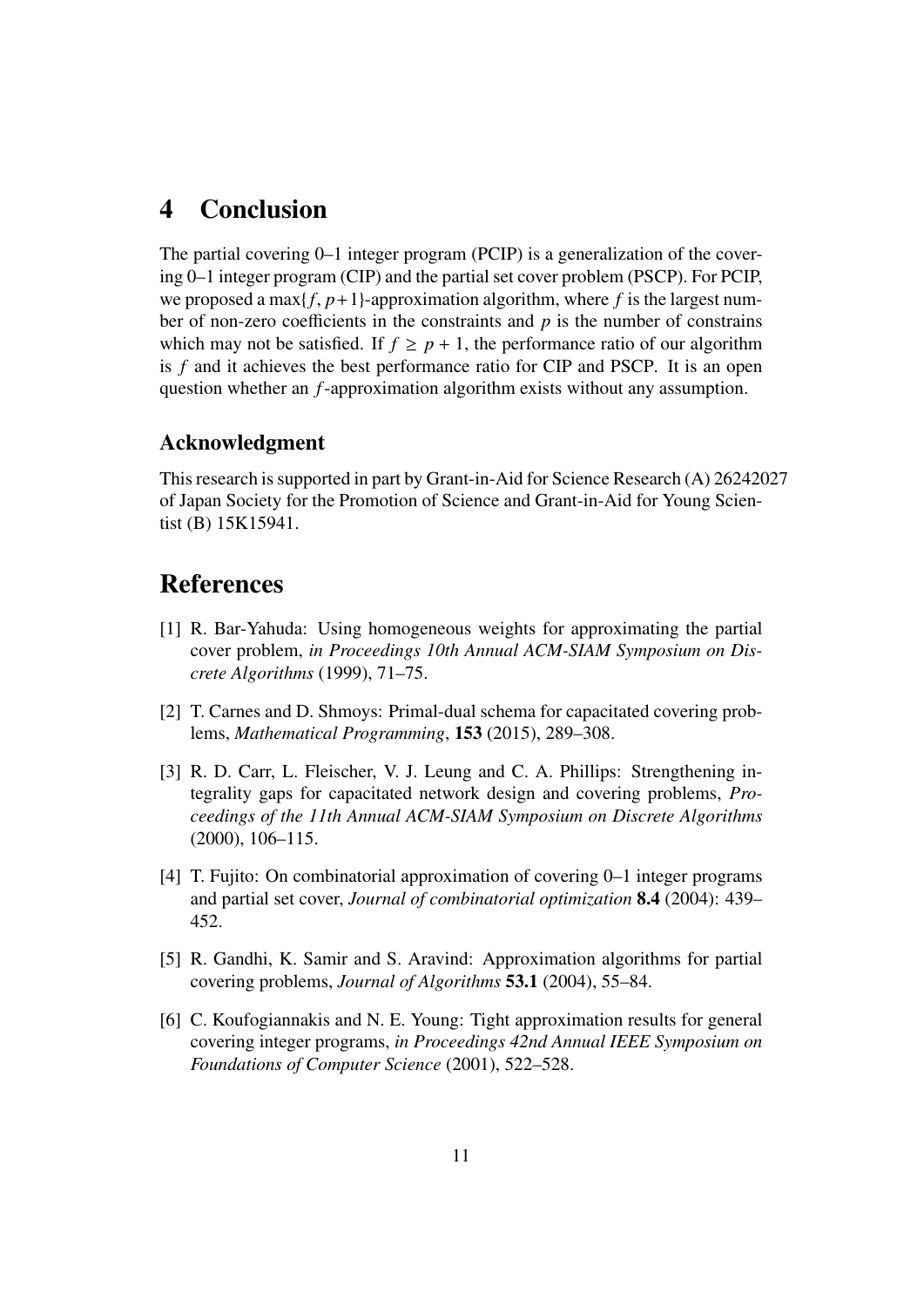# 4 Conclusion

The partial covering 0–1 integer program (PCIP) is a generalization of the covering 0–1 integer program (CIP) and the partial set cover problem (PSCP). For PCIP, we proposed a $\max\{f, p+1\}$-approximation algorithm, where $f$ is the largest number of non-zero coefficients in the constraints and $p$ is the number of constrains which may not be satisfied. If $f \geq p + 1$, the performance ratio of our algorithm is $f$ and it achieves the best performance ratio for CIP and PSCP. It is an open question whether an $f$-approximation algorithm exists without any assumption.

## Acknowledgment

This research is supported in part by Grant-in-Aid for Science Research (A) 26242027 of Japan Society for the Promotion of Science and Grant-in-Aid for Young Scientist (B) 15K15941.

# References

[1] R. Bar-Yahuda: Using homogeneous weights for approximating the partial cover problem, *in Proceedings 10th Annual ACM-SIAM Symposium on Discrete Algorithms* (1999), 71–75.

[2] T. Carnes and D. Shmoys: Primal-dual schema for capacitated covering problems, *Mathematical Programming*, **153** (2015), 289–308.

[3] R. D. Carr, L. Fleischer, V. J. Leung and C. A. Phillips: Strengthening integrality gaps for capacitated network design and covering problems, *Proceedings of the 11th Annual ACM-SIAM Symposium on Discrete Algorithms* (2000), 106–115.

[4] T. Fujito: On combinatorial approximation of covering 0–1 integer programs and partial set cover, *Journal of combinatorial optimization* **8.4** (2004): 439–452.

[5] R. Gandhi, K. Samir and S. Aravind: Approximation algorithms for partial covering problems, *Journal of Algorithms* **53.1** (2004), 55–84.

[6] C. Koufogiannakis and N. E. Young: Tight approximation results for general covering integer programs, *in Proceedings 42nd Annual IEEE Symposium on Foundations of Computer Science* (2001), 522–528.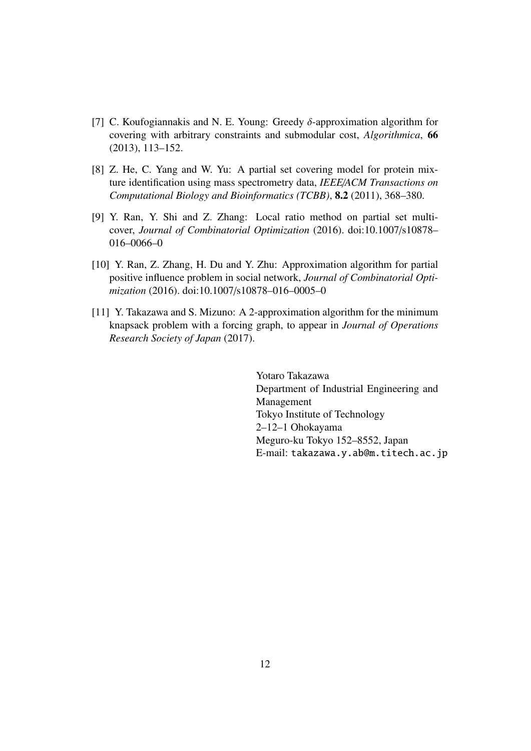[7] C. Koufogiannakis and N. E. Young: Greedy $\delta$-approximation algorithm for covering with arbitrary constraints and submodular cost, *Algorithmica*, **66** (2013), 113–152.

[8] Z. He, C. Yang and W. Yu: A partial set covering model for protein mixture identification using mass spectrometry data, *IEEE/ACM Transactions on Computational Biology and Bioinformatics (TCBB)*, **8.2** (2011), 368–380.

[9] Y. Ran, Y. Shi and Z. Zhang: Local ratio method on partial set multi-cover, *Journal of Combinatorial Optimization* (2016). doi:10.1007/s10878–016–0066–0

[10] Y. Ran, Z. Zhang, H. Du and Y. Zhu: Approximation algorithm for partial positive influence problem in social network, *Journal of Combinatorial Optimization* (2016). doi:10.1007/s10878–016–0005–0

[11] Y. Takazawa and S. Mizuno: A 2-approximation algorithm for the minimum knapsack problem with a forcing graph, to appear in *Journal of Operations Research Society of Japan* (2017).

Yotaro Takazawa  
Department of Industrial Engineering and Management  
Tokyo Institute of Technology  
2–12–1 Ohokayama  
Meguro-ku Tokyo 152–8552, Japan  
E-mail: `takazawa.y.ab@m.titech.ac.jp`